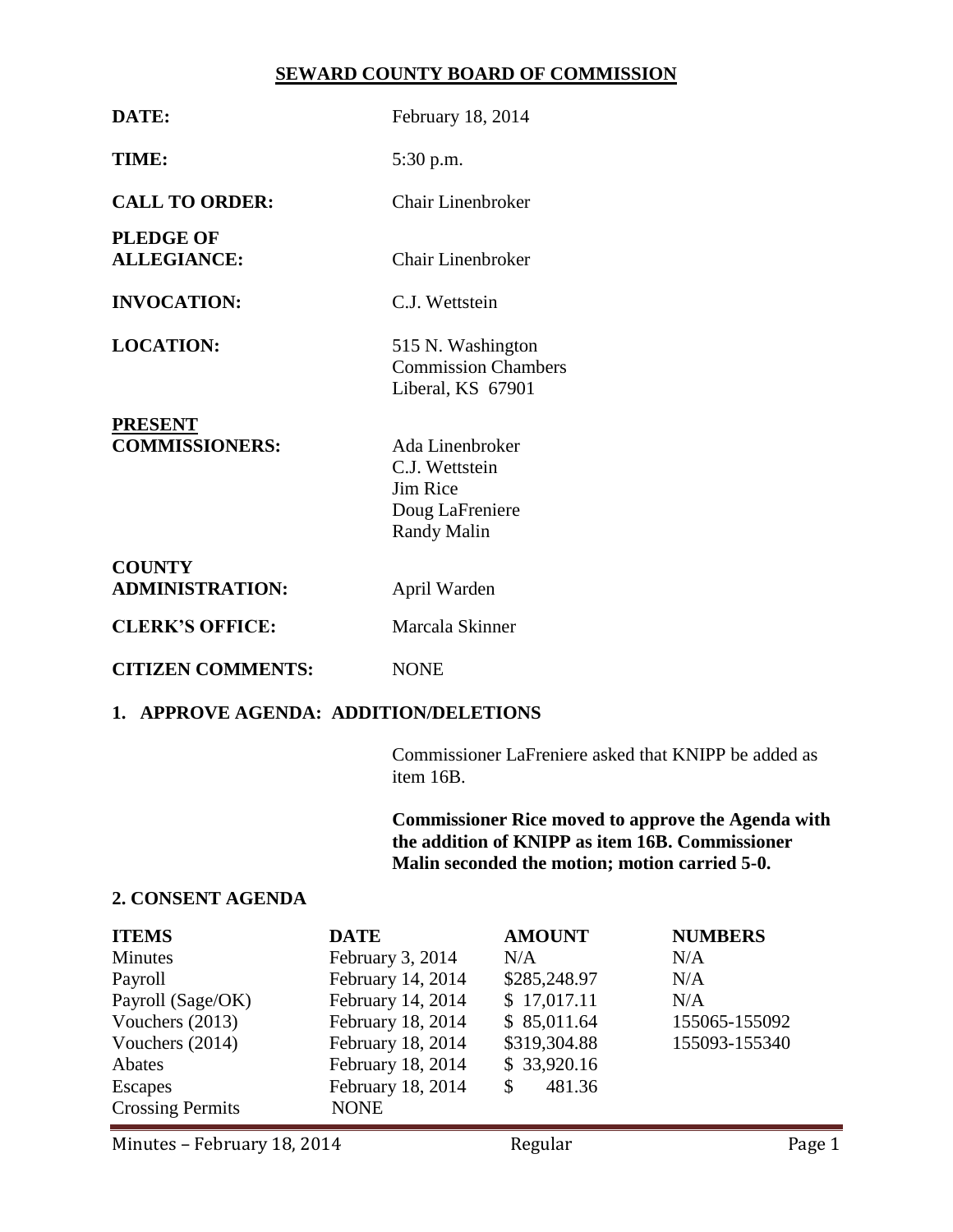# SEWARD COUNTY BOARD OF COMMISSION

**DATE:** February 18, 2014

**TIME:** 5:30 p.m.

**CALL TO ORDER:** Chair Linenbroker

**PLEDGE OF ALLEGIANCE:** Chair Linenbroker

**INVOCATION:** C.J. Wettstein

**LOCATION:** 515 N. Washington
Commission Chambers
Liberal, KS 67901

**PRESENT COMMISSIONERS:** Ada Linenbroker
C.J. Wettstein
Jim Rice
Doug LaFreniere
Randy Malin

**COUNTY ADMINISTRATION:** April Warden

**CLERK'S OFFICE:** Marcala Skinner

**CITIZEN COMMENTS:** NONE

## 1. APPROVE AGENDA: ADDITION/DELETIONS

Commissioner LaFreniere asked that KNIPP be added as item 16B.

**Commissioner Rice moved to approve the Agenda with the addition of KNIPP as item 16B. Commissioner Malin seconded the motion; motion carried 5-0.**

## 2. CONSENT AGENDA

| ITEMS | DATE | AMOUNT | NUMBERS |
|---|---|---|---|
| Minutes | February 3, 2014 | N/A | N/A |
| Payroll | February 14, 2014 | $285,248.97 | N/A |
| Payroll (Sage/OK) | February 14, 2014 | $ 17,017.11 | N/A |
| Vouchers (2013) | February 18, 2014 | $ 85,011.64 | 155065-155092 |
| Vouchers (2014) | February 18, 2014 | $319,304.88 | 155093-155340 |
| Abates | February 18, 2014 | $ 33,920.16 | |
| Escapes | February 18, 2014 | $ 481.36 | |
| Crossing Permits | NONE | | |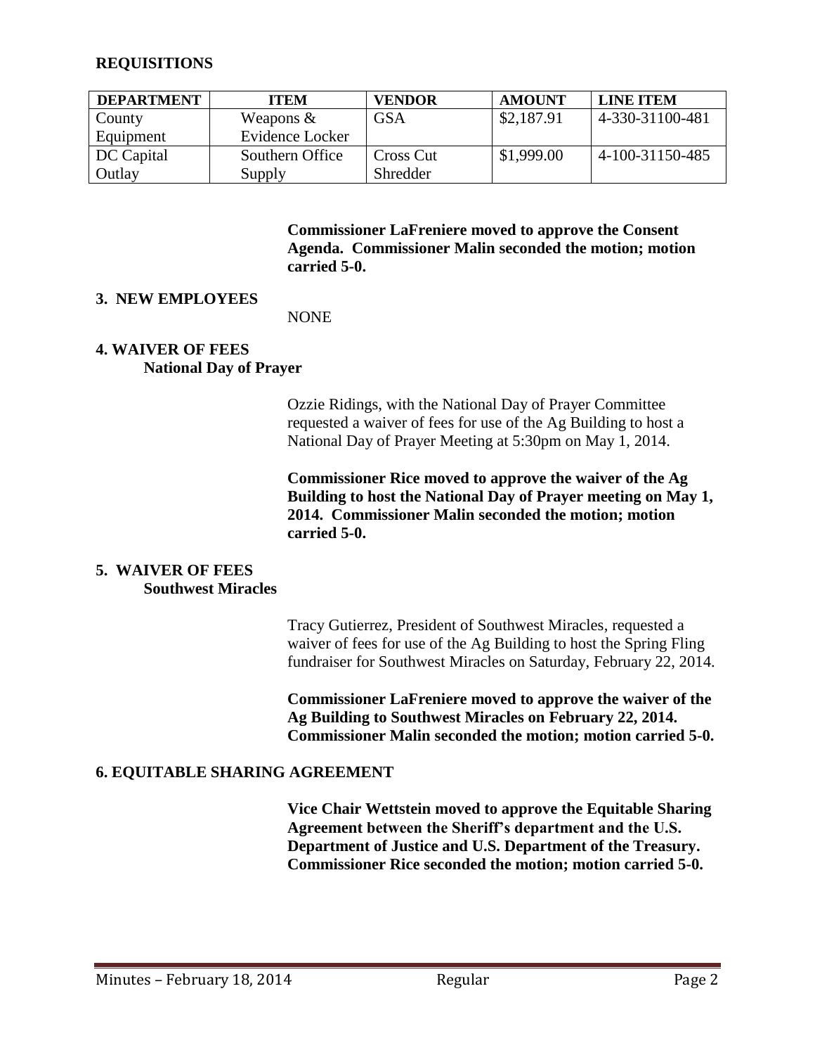## REQUISITIONS

| DEPARTMENT | ITEM | VENDOR | AMOUNT | LINE ITEM |
|---|---|---|---|---|
| County Equipment | Weapons & Evidence Locker | GSA | $2,187.91 | 4-330-31100-481 |
| DC Capital Outlay | Southern Office Supply | Cross Cut Shredder | $1,999.00 | 4-100-31150-485 |

**Commissioner LaFreniere moved to approve the Consent Agenda. Commissioner Malin seconded the motion; motion carried 5-0.**

## 3. NEW EMPLOYEES

NONE

## 4. WAIVER OF FEES

**National Day of Prayer**

Ozzie Ridings, with the National Day of Prayer Committee requested a waiver of fees for use of the Ag Building to host a National Day of Prayer Meeting at 5:30pm on May 1, 2014.

**Commissioner Rice moved to approve the waiver of the Ag Building to host the National Day of Prayer meeting on May 1, 2014. Commissioner Malin seconded the motion; motion carried 5-0.**

## 5. WAIVER OF FEES

**Southwest Miracles**

Tracy Gutierrez, President of Southwest Miracles, requested a waiver of fees for use of the Ag Building to host the Spring Fling fundraiser for Southwest Miracles on Saturday, February 22, 2014.

**Commissioner LaFreniere moved to approve the waiver of the Ag Building to Southwest Miracles on February 22, 2014. Commissioner Malin seconded the motion; motion carried 5-0.**

## 6. EQUITABLE SHARING AGREEMENT

**Vice Chair Wettstein moved to approve the Equitable Sharing Agreement between the Sheriff's department and the U.S. Department of Justice and U.S. Department of the Treasury. Commissioner Rice seconded the motion; motion carried 5-0.**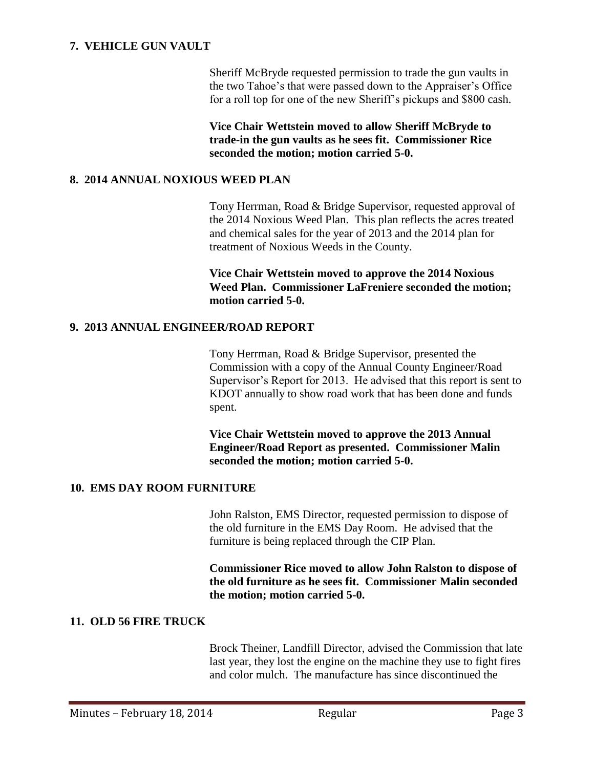## 7. VEHICLE GUN VAULT

Sheriff McBryde requested permission to trade the gun vaults in the two Tahoe's that were passed down to the Appraiser's Office for a roll top for one of the new Sheriff's pickups and $800 cash.

**Vice Chair Wettstein moved to allow Sheriff McBryde to trade-in the gun vaults as he sees fit. Commissioner Rice seconded the motion; motion carried 5-0.**

## 8. 2014 ANNUAL NOXIOUS WEED PLAN

Tony Herrman, Road & Bridge Supervisor, requested approval of the 2014 Noxious Weed Plan. This plan reflects the acres treated and chemical sales for the year of 2013 and the 2014 plan for treatment of Noxious Weeds in the County.

**Vice Chair Wettstein moved to approve the 2014 Noxious Weed Plan. Commissioner LaFreniere seconded the motion; motion carried 5-0.**

## 9. 2013 ANNUAL ENGINEER/ROAD REPORT

Tony Herrman, Road & Bridge Supervisor, presented the Commission with a copy of the Annual County Engineer/Road Supervisor's Report for 2013. He advised that this report is sent to KDOT annually to show road work that has been done and funds spent.

**Vice Chair Wettstein moved to approve the 2013 Annual Engineer/Road Report as presented. Commissioner Malin seconded the motion; motion carried 5-0.**

## 10. EMS DAY ROOM FURNITURE

John Ralston, EMS Director, requested permission to dispose of the old furniture in the EMS Day Room. He advised that the furniture is being replaced through the CIP Plan.

**Commissioner Rice moved to allow John Ralston to dispose of the old furniture as he sees fit. Commissioner Malin seconded the motion; motion carried 5-0.**

## 11. OLD 56 FIRE TRUCK

Brock Theiner, Landfill Director, advised the Commission that late last year, they lost the engine on the machine they use to fight fires and color mulch. The manufacture has since discontinued the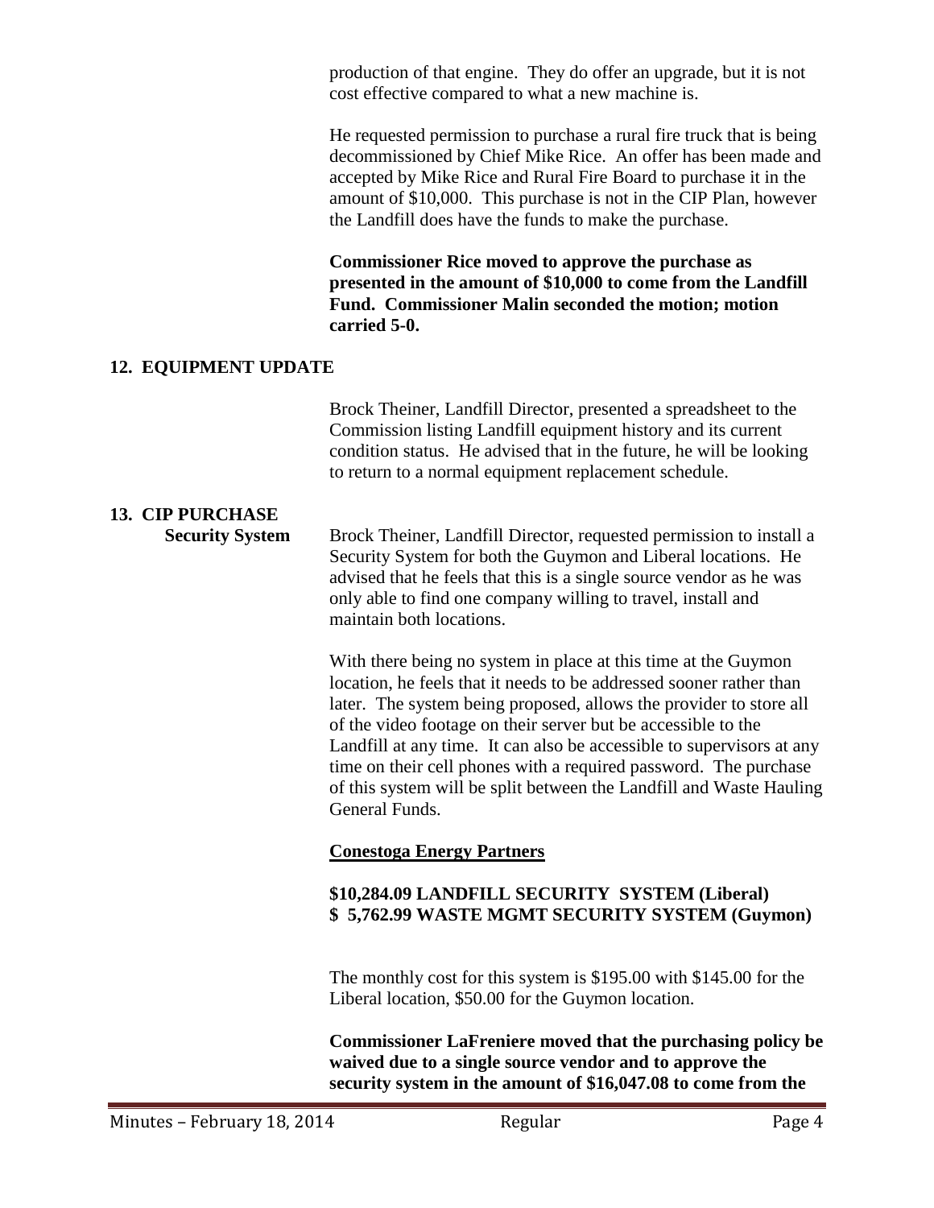production of that engine. They do offer an upgrade, but it is not cost effective compared to what a new machine is.

He requested permission to purchase a rural fire truck that is being decommissioned by Chief Mike Rice. An offer has been made and accepted by Mike Rice and Rural Fire Board to purchase it in the amount of $10,000. This purchase is not in the CIP Plan, however the Landfill does have the funds to make the purchase.

**Commissioner Rice moved to approve the purchase as presented in the amount of $10,000 to come from the Landfill Fund. Commissioner Malin seconded the motion; motion carried 5-0.**

## 12. EQUIPMENT UPDATE

Brock Theiner, Landfill Director, presented a spreadsheet to the Commission listing Landfill equipment history and its current condition status. He advised that in the future, he will be looking to return to a normal equipment replacement schedule.

## 13. CIP PURCHASE

**Security System**

Brock Theiner, Landfill Director, requested permission to install a Security System for both the Guymon and Liberal locations. He advised that he feels that this is a single source vendor as he was only able to find one company willing to travel, install and maintain both locations.

With there being no system in place at this time at the Guymon location, he feels that it needs to be addressed sooner rather than later. The system being proposed, allows the provider to store all of the video footage on their server but be accessible to the Landfill at any time. It can also be accessible to supervisors at any time on their cell phones with a required password. The purchase of this system will be split between the Landfill and Waste Hauling General Funds.

**Conestoga Energy Partners**

**$10,284.09 LANDFILL SECURITY SYSTEM (Liberal)**
**$ 5,762.99 WASTE MGMT SECURITY SYSTEM (Guymon)**

The monthly cost for this system is $195.00 with $145.00 for the Liberal location, $50.00 for the Guymon location.

**Commissioner LaFreniere moved that the purchasing policy be waived due to a single source vendor and to approve the security system in the amount of $16,047.08 to come from the**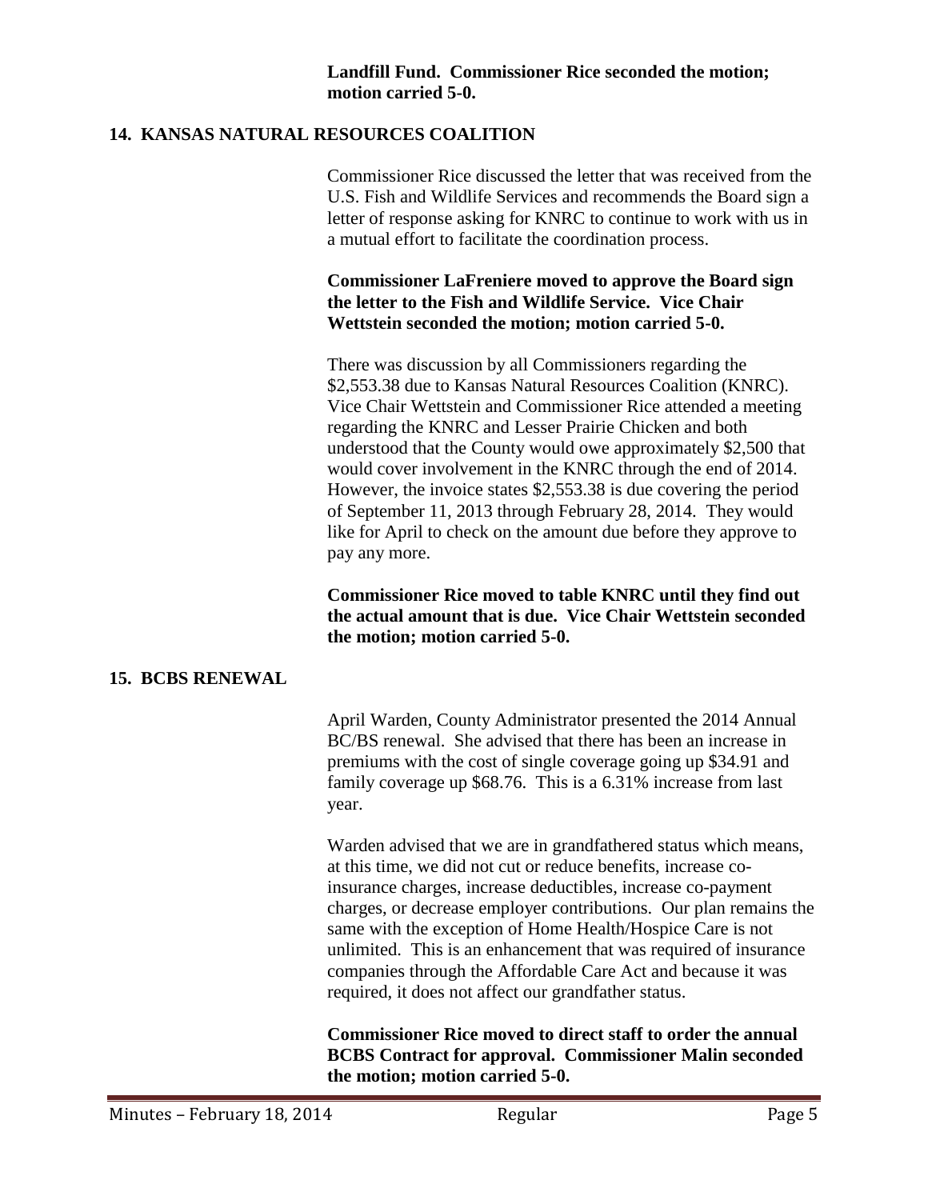**Landfill Fund. Commissioner Rice seconded the motion; motion carried 5-0.**

## 14. KANSAS NATURAL RESOURCES COALITION

Commissioner Rice discussed the letter that was received from the U.S. Fish and Wildlife Services and recommends the Board sign a letter of response asking for KNRC to continue to work with us in a mutual effort to facilitate the coordination process.

**Commissioner LaFreniere moved to approve the Board sign the letter to the Fish and Wildlife Service. Vice Chair Wettstein seconded the motion; motion carried 5-0.**

There was discussion by all Commissioners regarding the $2,553.38 due to Kansas Natural Resources Coalition (KNRC). Vice Chair Wettstein and Commissioner Rice attended a meeting regarding the KNRC and Lesser Prairie Chicken and both understood that the County would owe approximately $2,500 that would cover involvement in the KNRC through the end of 2014. However, the invoice states $2,553.38 is due covering the period of September 11, 2013 through February 28, 2014. They would like for April to check on the amount due before they approve to pay any more.

**Commissioner Rice moved to table KNRC until they find out the actual amount that is due. Vice Chair Wettstein seconded the motion; motion carried 5-0.**

## 15. BCBS RENEWAL

April Warden, County Administrator presented the 2014 Annual BC/BS renewal. She advised that there has been an increase in premiums with the cost of single coverage going up $34.91 and family coverage up $68.76. This is a 6.31% increase from last year.

Warden advised that we are in grandfathered status which means, at this time, we did not cut or reduce benefits, increase co-insurance charges, increase deductibles, increase co-payment charges, or decrease employer contributions. Our plan remains the same with the exception of Home Health/Hospice Care is not unlimited. This is an enhancement that was required of insurance companies through the Affordable Care Act and because it was required, it does not affect our grandfather status.

**Commissioner Rice moved to direct staff to order the annual BCBS Contract for approval. Commissioner Malin seconded the motion; motion carried 5-0.**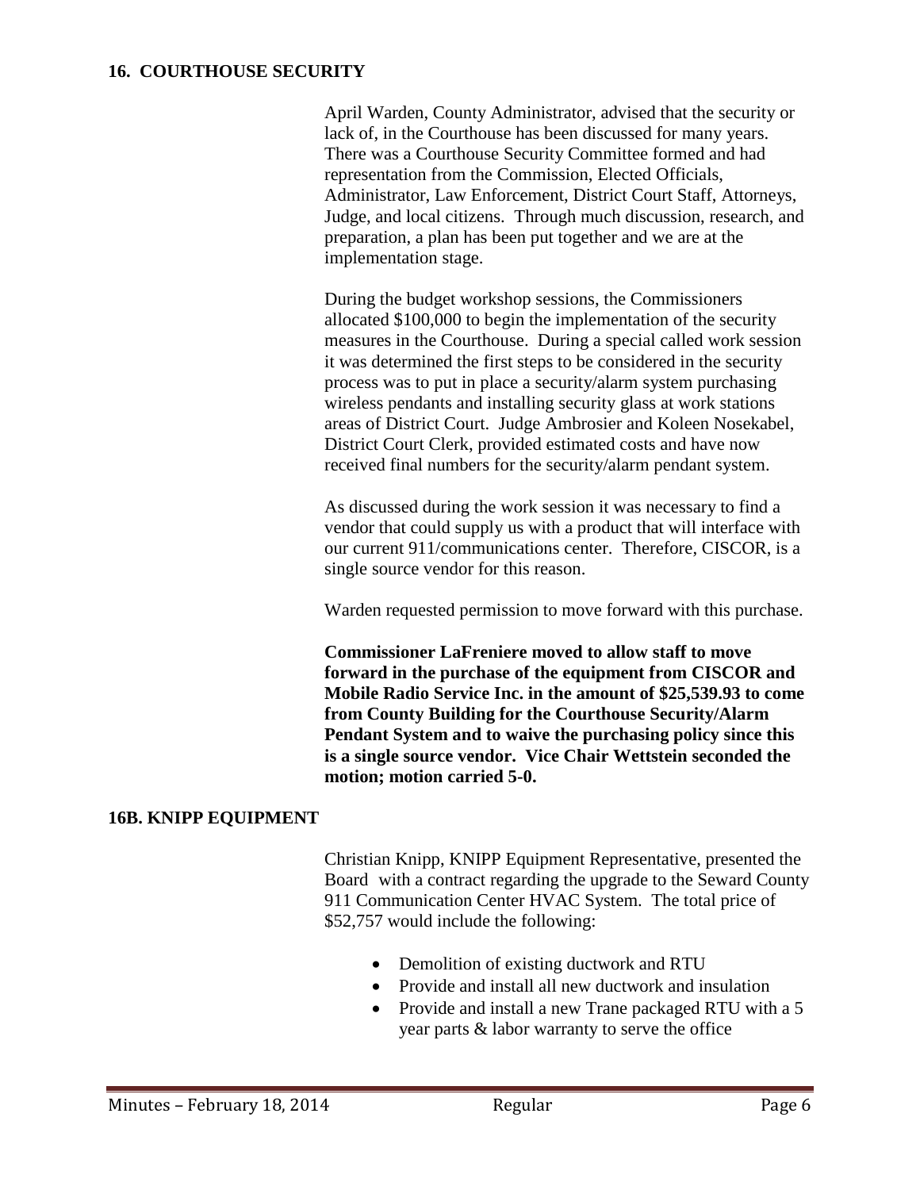## 16. COURTHOUSE SECURITY

April Warden, County Administrator, advised that the security or lack of, in the Courthouse has been discussed for many years. There was a Courthouse Security Committee formed and had representation from the Commission, Elected Officials, Administrator, Law Enforcement, District Court Staff, Attorneys, Judge, and local citizens. Through much discussion, research, and preparation, a plan has been put together and we are at the implementation stage.

During the budget workshop sessions, the Commissioners allocated \$100,000 to begin the implementation of the security measures in the Courthouse. During a special called work session it was determined the first steps to be considered in the security process was to put in place a security/alarm system purchasing wireless pendants and installing security glass at work stations areas of District Court. Judge Ambrosier and Koleen Nosekabel, District Court Clerk, provided estimated costs and have now received final numbers for the security/alarm pendant system.

As discussed during the work session it was necessary to find a vendor that could supply us with a product that will interface with our current 911/communications center. Therefore, CISCOR, is a single source vendor for this reason.

Warden requested permission to move forward with this purchase.

**Commissioner LaFreniere moved to allow staff to move forward in the purchase of the equipment from CISCOR and Mobile Radio Service Inc. in the amount of \$25,539.93 to come from County Building for the Courthouse Security/Alarm Pendant System and to waive the purchasing policy since this is a single source vendor. Vice Chair Wettstein seconded the motion; motion carried 5-0.**

## 16B. KNIPP EQUIPMENT

Christian Knipp, KNIPP Equipment Representative, presented the Board with a contract regarding the upgrade to the Seward County 911 Communication Center HVAC System. The total price of \$52,757 would include the following:

- Demolition of existing ductwork and RTU
- Provide and install all new ductwork and insulation
- Provide and install a new Trane packaged RTU with a 5 year parts & labor warranty to serve the office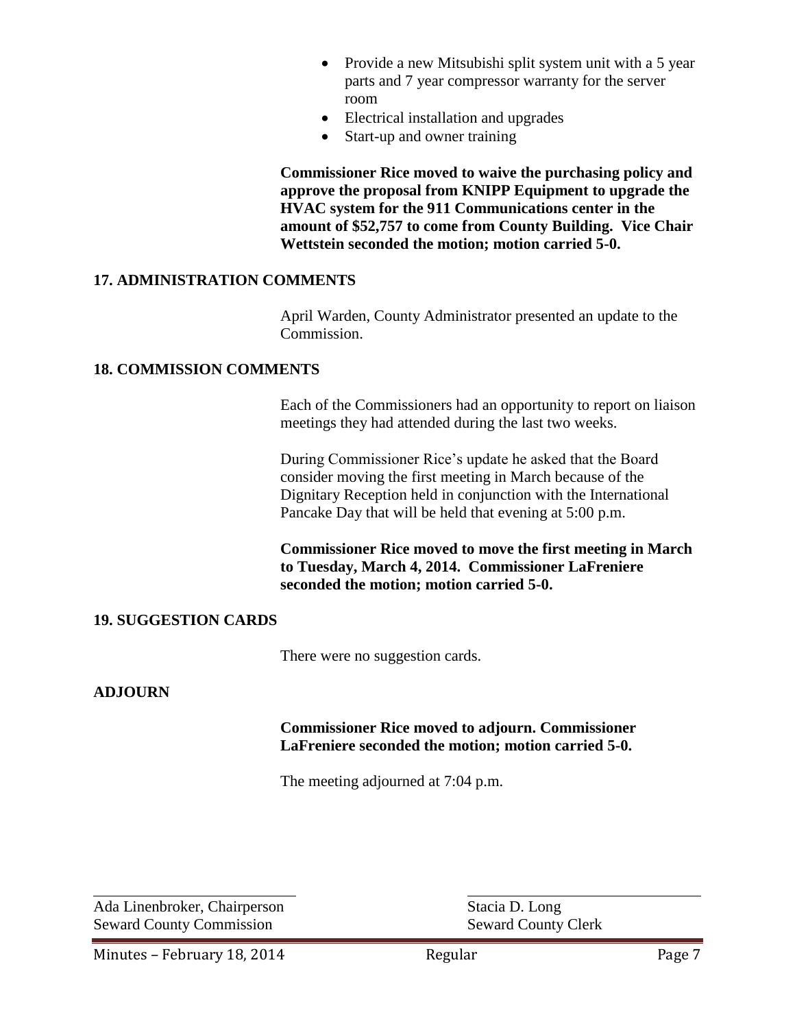- Provide a new Mitsubishi split system unit with a 5 year parts and 7 year compressor warranty for the server room
- Electrical installation and upgrades
- Start-up and owner training

**Commissioner Rice moved to waive the purchasing policy and approve the proposal from KNIPP Equipment to upgrade the HVAC system for the 911 Communications center in the amount of $52,757 to come from County Building. Vice Chair Wettstein seconded the motion; motion carried 5-0.**

**17. ADMINISTRATION COMMENTS**

April Warden, County Administrator presented an update to the Commission.

**18. COMMISSION COMMENTS**

Each of the Commissioners had an opportunity to report on liaison meetings they had attended during the last two weeks.

During Commissioner Rice's update he asked that the Board consider moving the first meeting in March because of the Dignitary Reception held in conjunction with the International Pancake Day that will be held that evening at 5:00 p.m.

**Commissioner Rice moved to move the first meeting in March to Tuesday, March 4, 2014. Commissioner LaFreniere seconded the motion; motion carried 5-0.**

**19. SUGGESTION CARDS**

There were no suggestion cards.

**ADJOURN**

**Commissioner Rice moved to adjourn. Commissioner LaFreniere seconded the motion; motion carried 5-0.**

The meeting adjourned at 7:04 p.m.

Ada Linenbroker, Chairperson
Seward County Commission

Stacia D. Long
Seward County Clerk

Minutes – February 18, 2014 Regular